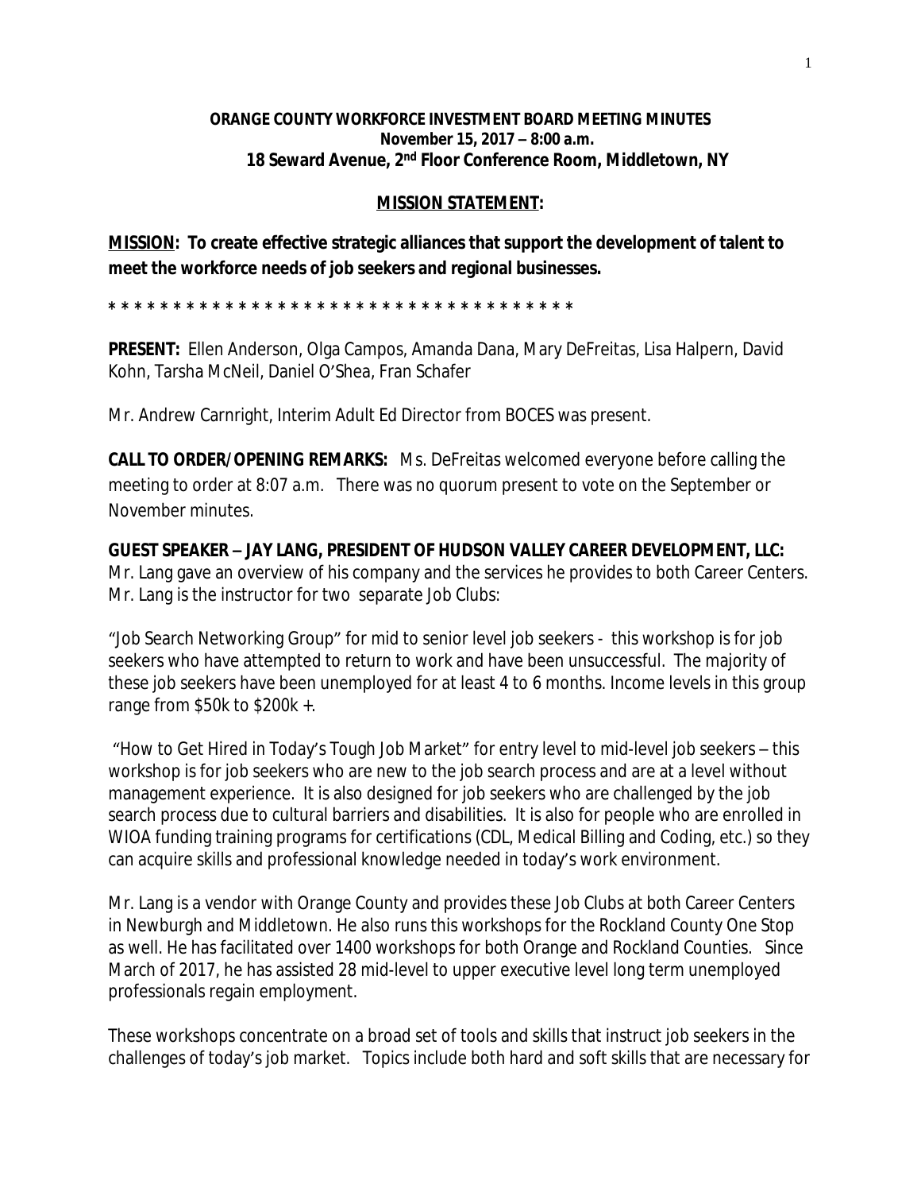**ORANGE COUNTY WORKFORCE INVESTMENT BOARD MEETING MINUTES**
**November 15, 2017 – 8:00 a.m.**
**18 Seward Avenue, 2nd Floor Conference Room, Middletown, NY**

**MISSION STATEMENT:**

**MISSION: To create effective strategic alliances that support the development of talent to meet the workforce needs of job seekers and regional businesses.**

* * * * * * * * * * * * * * * * * * * * * * * * * * * * * * * * * * * * * *

**PRESENT:** Ellen Anderson, Olga Campos, Amanda Dana, Mary DeFreitas, Lisa Halpern, David Kohn, Tarsha McNeil, Daniel O'Shea, Fran Schafer

Mr. Andrew Carnright, Interim Adult Ed Director from BOCES was present.

**CALL TO ORDER/OPENING REMARKS:** Ms. DeFreitas welcomed everyone before calling the meeting to order at 8:07 a.m. There was no quorum present to vote on the September or November minutes.

**GUEST SPEAKER – JAY LANG, PRESIDENT OF HUDSON VALLEY CAREER DEVELOPMENT, LLC:** Mr. Lang gave an overview of his company and the services he provides to both Career Centers. Mr. Lang is the instructor for two separate Job Clubs:

"Job Search Networking Group" for mid to senior level job seekers - this workshop is for job seekers who have attempted to return to work and have been unsuccessful. The majority of these job seekers have been unemployed for at least 4 to 6 months. Income levels in this group range from $50k to $200k +.

"How to Get Hired in Today's Tough Job Market" for entry level to mid-level job seekers – this workshop is for job seekers who are new to the job search process and are at a level without management experience. It is also designed for job seekers who are challenged by the job search process due to cultural barriers and disabilities. It is also for people who are enrolled in WIOA funding training programs for certifications (CDL, Medical Billing and Coding, etc.) so they can acquire skills and professional knowledge needed in today's work environment.

Mr. Lang is a vendor with Orange County and provides these Job Clubs at both Career Centers in Newburgh and Middletown. He also runs this workshops for the Rockland County One Stop as well. He has facilitated over 1400 workshops for both Orange and Rockland Counties. Since March of 2017, he has assisted 28 mid-level to upper executive level long term unemployed professionals regain employment.

These workshops concentrate on a broad set of tools and skills that instruct job seekers in the challenges of today's job market. Topics include both hard and soft skills that are necessary for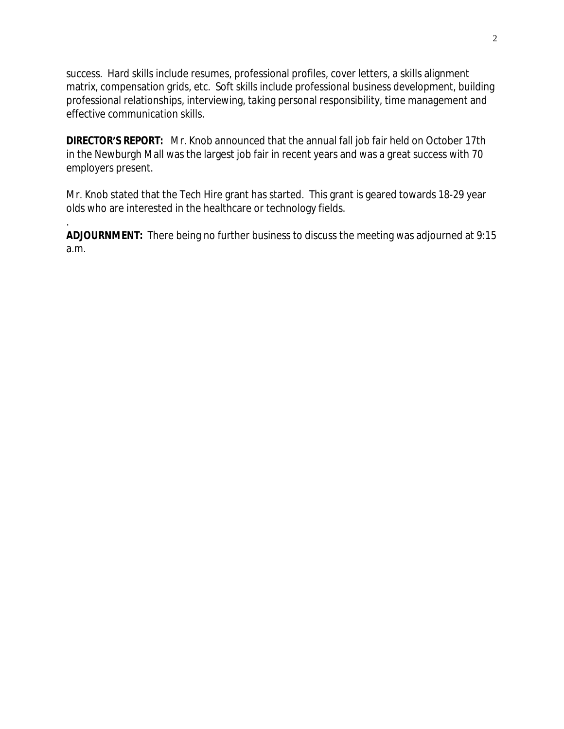success. Hard skills include resumes, professional profiles, cover letters, a skills alignment matrix, compensation grids, etc. Soft skills include professional business development, building professional relationships, interviewing, taking personal responsibility, time management and effective communication skills.

**DIRECTOR'S REPORT:** Mr. Knob announced that the annual fall job fair held on October 17th in the Newburgh Mall was the largest job fair in recent years and was a great success with 70 employers present.

Mr. Knob stated that the Tech Hire grant has started. This grant is geared towards 18-29 year olds who are interested in the healthcare or technology fields.

.

**ADJOURNMENT:** There being no further business to discuss the meeting was adjourned at 9:15 a.m.